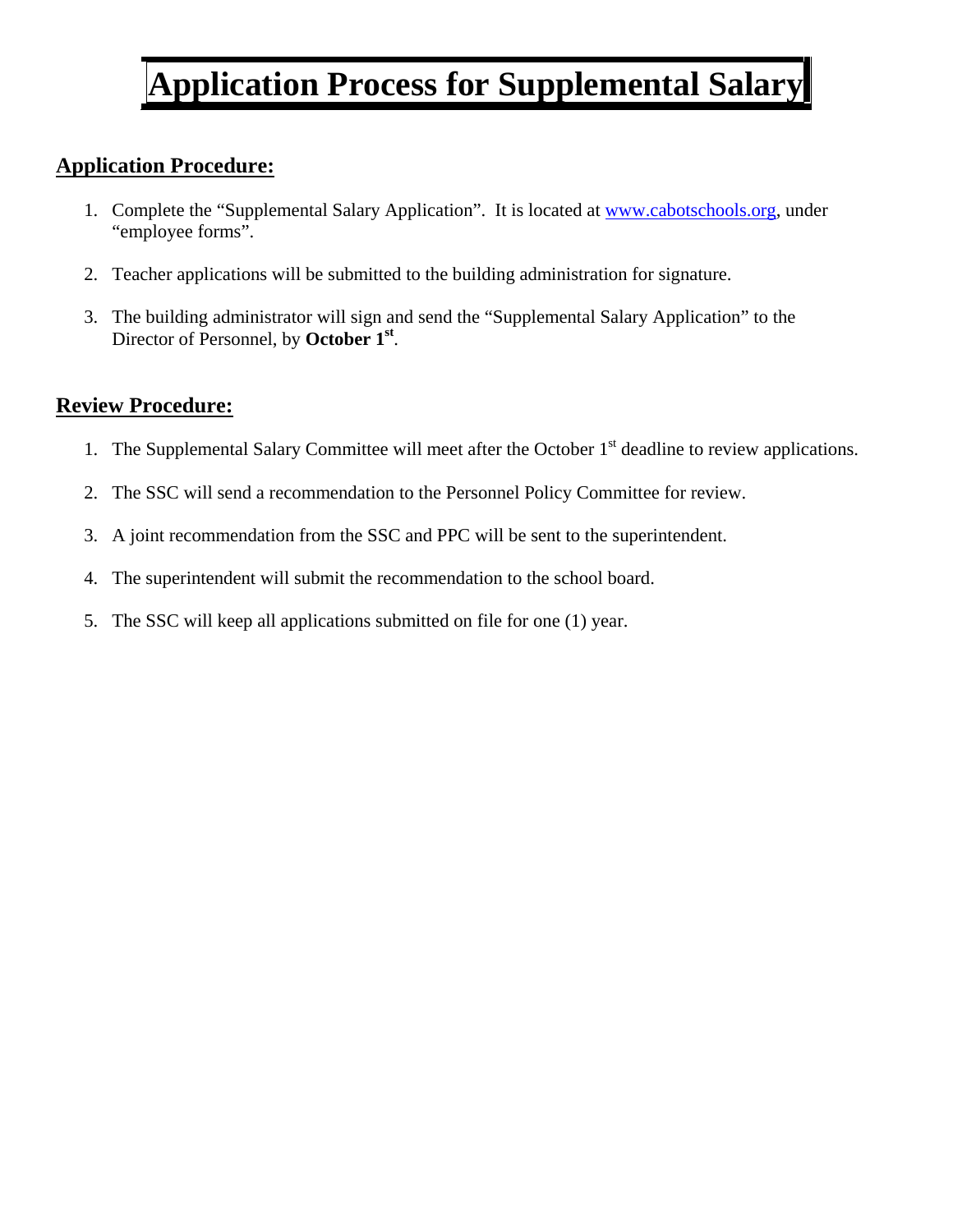# Application Process for Supplemental Salary

## Application Procedure:

1. Complete the "Supplemental Salary Application". It is located at [www.cabotschools.org](http://www.cabotschools.org), under "employee forms".
2. Teacher applications will be submitted to the building administration for signature.
3. The building administrator will sign and send the "Supplemental Salary Application" to the Director of Personnel, by **October 1st**.

## Review Procedure:

1. The Supplemental Salary Committee will meet after the October 1st deadline to review applications.
2. The SSC will send a recommendation to the Personnel Policy Committee for review.
3. A joint recommendation from the SSC and PPC will be sent to the superintendent.
4. The superintendent will submit the recommendation to the school board.
5. The SSC will keep all applications submitted on file for one (1) year.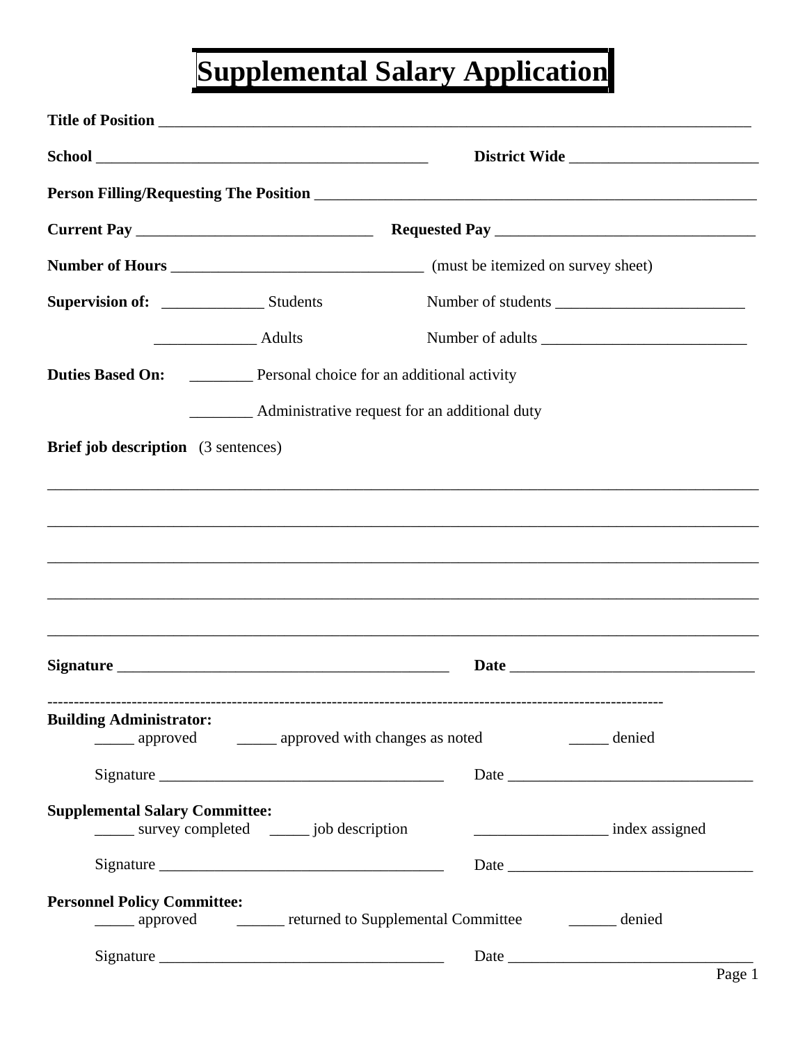# Supplemental Salary Application

**Title of Position** ___________________________________________________________________________

**School** __________________________________________ **District Wide** ________________________

**Person Filling/Requesting The Position** ________________________________________________________

**Current Pay** ______________________________ **Requested Pay** _________________________________

**Number of Hours** ________________________________ (must be itemized on survey sheet)

**Supervision of:** _____________ Students Number of students ________________________

_____________ Adults Number of adults __________________________

**Duties Based On:** ________ Personal choice for an additional activity

________ Administrative request for an additional duty

**Brief job description** (3 sentences)

_____________________________________________________________________________________________

_____________________________________________________________________________________________

_____________________________________________________________________________________________

_____________________________________________________________________________________________

_____________________________________________________________________________________________

**Signature** __________________________________________ **Date** _______________________________

---

**Building Administrator:**

_____ approved _____ approved with changes as noted _____ denied

Signature ____________________________________ Date _______________________________

**Supplemental Salary Committee:**

_____ survey completed _____ job description _________________ index assigned

Signature ____________________________________ Date _______________________________

**Personnel Policy Committee:**

_____ approved ______ returned to Supplemental Committee ______ denied

Signature ____________________________________ Date _______________________________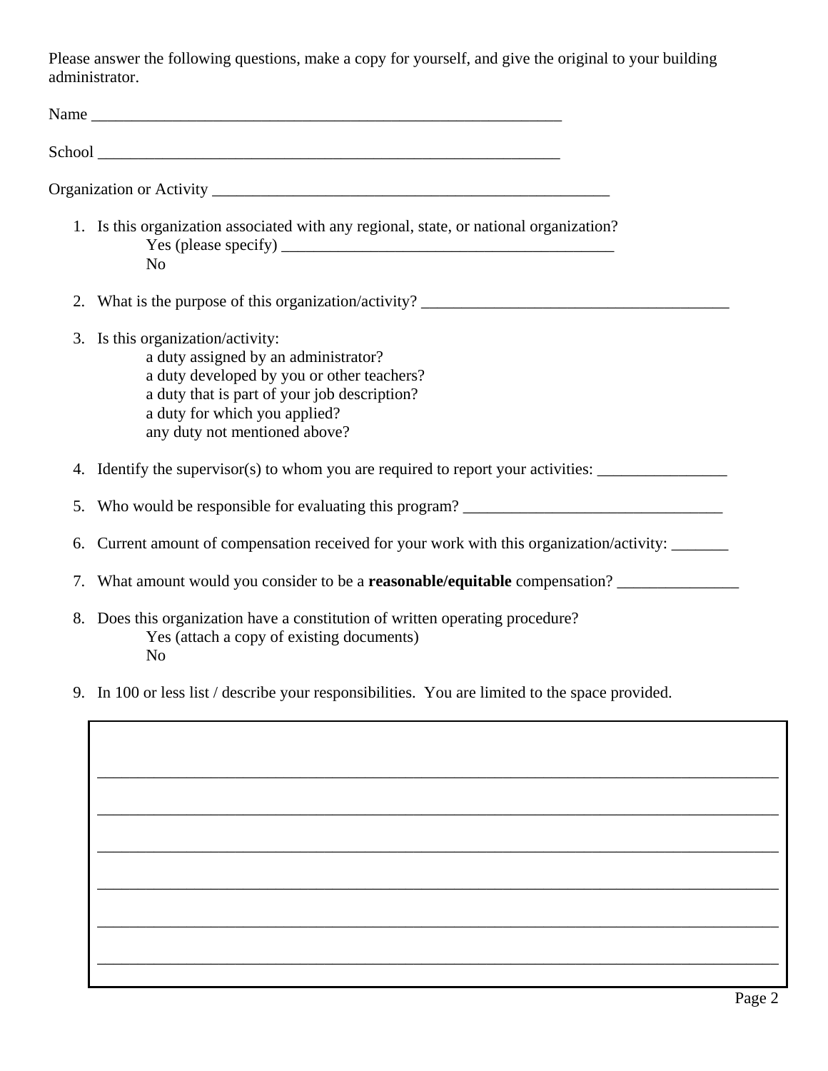Please answer the following questions, make a copy for yourself, and give the original to your building administrator.

Name ___________________________________________________________

School __________________________________________________________

Organization or Activity ___________________________________________________

1. Is this organization associated with any regional, state, or national organization?
   - Yes (please specify) __________________________________________
   - No

2. What is the purpose of this organization/activity? ____________________________________

3. Is this organization/activity:
   - a duty assigned by an administrator?
   - a duty developed by you or other teachers?
   - a duty that is part of your job description?
   - a duty for which you applied?
   - any duty not mentioned above?

4. Identify the supervisor(s) to whom you are required to report your activities: ________________

5. Who would be responsible for evaluating this program? ________________________________

6. Current amount of compensation received for your work with this organization/activity: _______

7. What amount would you consider to be a **reasonable/equitable** compensation? _______________

8. Does this organization have a constitution of written operating procedure?
   - Yes (attach a copy of existing documents)
   - No

9. In 100 or less list / describe your responsibilities. You are limited to the space provided.

______________________________________________________________________________

______________________________________________________________________________

______________________________________________________________________________

______________________________________________________________________________

______________________________________________________________________________

______________________________________________________________________________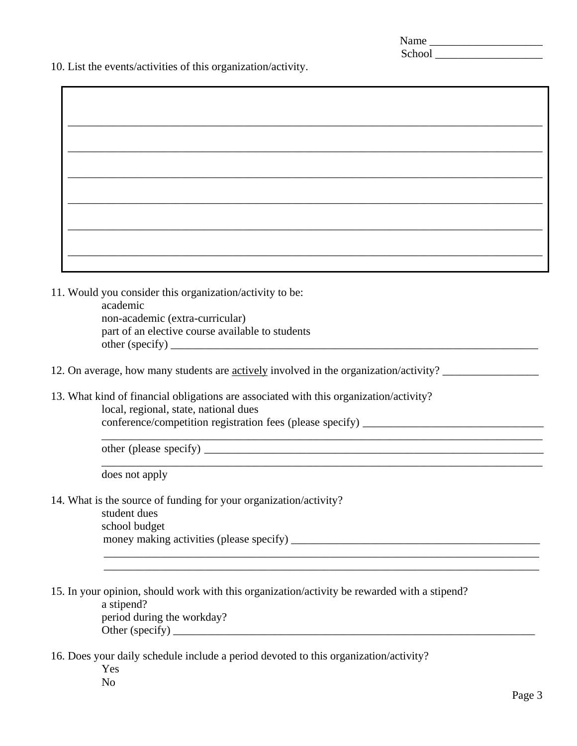Name ____________________
School ___________________

10. List the events/activities of this organization/activity.

_______________________________________________________________________________

_______________________________________________________________________________

_______________________________________________________________________________

_______________________________________________________________________________

_______________________________________________________________________________

_______________________________________________________________________________

11. Would you consider this organization/activity to be:
    - academic
    - non-academic (extra-curricular)
    - part of an elective course available to students
    - other (specify) ______________________________________________________________________

12. On average, how many students are <u>actively</u> involved in the organization/activity? _________________

13. What kind of financial obligations are associated with this organization/activity?
    - local, regional, state, national dues
    - conference/competition registration fees (please specify) ________________________________
      _____________________________________________________________________________
    - other (please specify) _________________________________________________________________
      _____________________________________________________________________________
    - does not apply

14. What is the source of funding for your organization/activity?
    - student dues
    - school budget
    - money making activities (please specify) ______________________________________________
      _____________________________________________________________________________
      _____________________________________________________________________________

15. In your opinion, should work with this organization/activity be rewarded with a stipend?
    - a stipend?
    - period during the workday?
    - Other (specify) ______________________________________________________________________

16. Does your daily schedule include a period devoted to this organization/activity?
    - Yes
    - No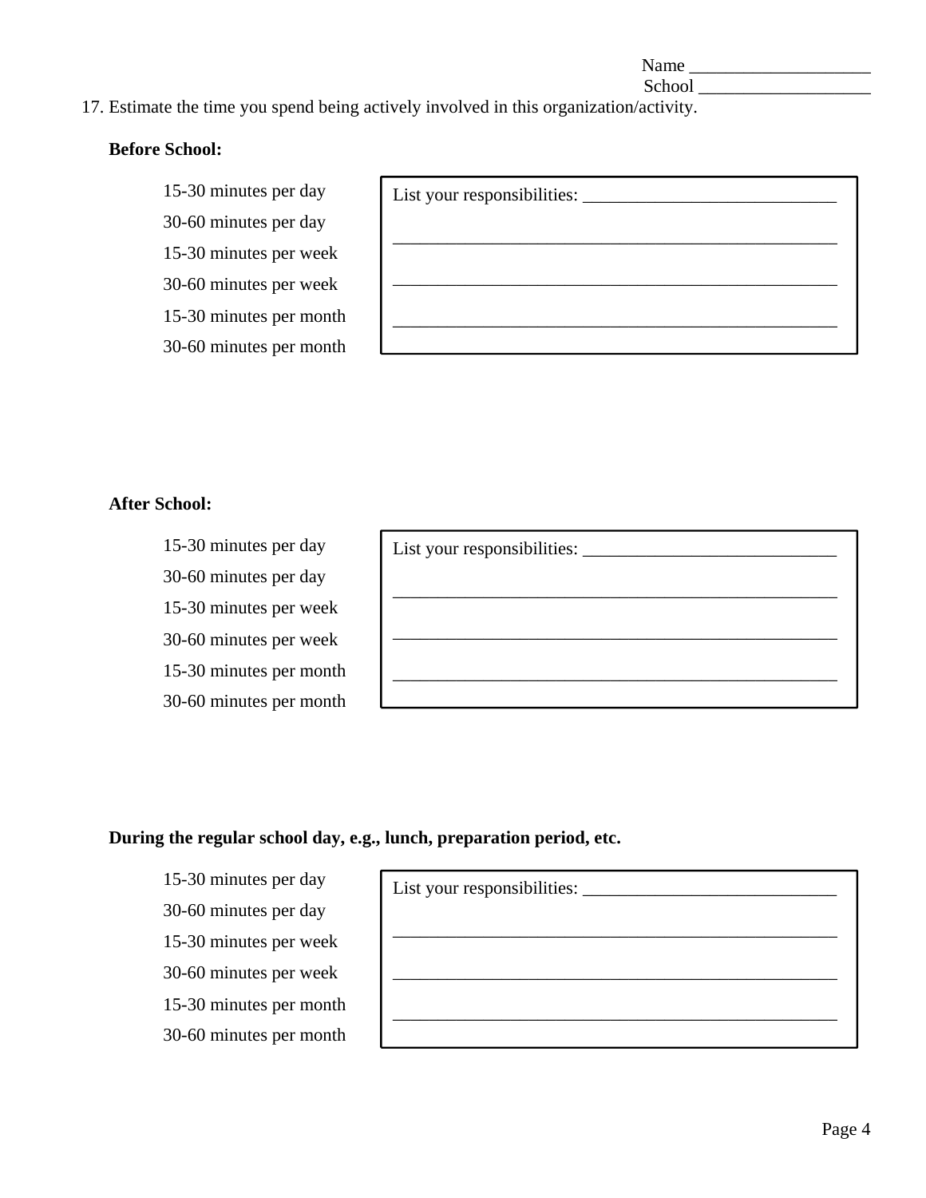Name ____________________
School ___________________

17. Estimate the time you spend being actively involved in this organization/activity.

**Before School:**

15-30 minutes per day
30-60 minutes per day
15-30 minutes per week
30-60 minutes per week
15-30 minutes per month
30-60 minutes per month

List your responsibilities: ____________________________

__________________________________________________

__________________________________________________

__________________________________________________

**After School:**

15-30 minutes per day
30-60 minutes per day
15-30 minutes per week
30-60 minutes per week
15-30 minutes per month
30-60 minutes per month

List your responsibilities: ____________________________

__________________________________________________

__________________________________________________

__________________________________________________

**During the regular school day, e.g., lunch, preparation period, etc.**

15-30 minutes per day
30-60 minutes per day
15-30 minutes per week
30-60 minutes per week
15-30 minutes per month
30-60 minutes per month

List your responsibilities: ____________________________

__________________________________________________

__________________________________________________

__________________________________________________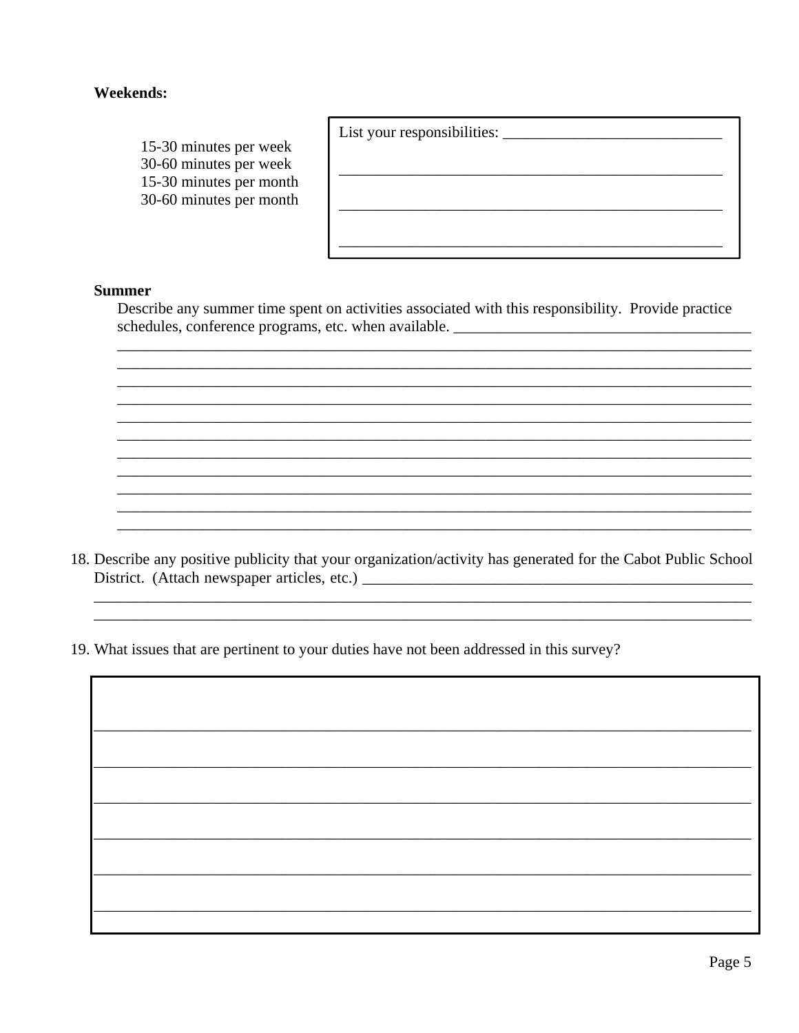**Weekends:**

15-30 minutes per week
30-60 minutes per week
15-30 minutes per month
30-60 minutes per month

List your responsibilities: ____________________________

__________________________________________________

__________________________________________________

__________________________________________________

**Summer**

Describe any summer time spent on activities associated with this responsibility. Provide practice schedules, conference programs, etc. when available. ________________________________________
________________________________________________________________________________
________________________________________________________________________________
________________________________________________________________________________
________________________________________________________________________________
________________________________________________________________________________
________________________________________________________________________________
________________________________________________________________________________
________________________________________________________________________________
________________________________________________________________________________
________________________________________________________________________________
________________________________________________________________________________

18. Describe any positive publicity that your organization/activity has generated for the Cabot Public School District. (Attach newspaper articles, etc.) ____________________________________________________
________________________________________________________________________________
________________________________________________________________________________

19. What issues that are pertinent to your duties have not been addressed in this survey?

________________________________________________________________________________
________________________________________________________________________________
________________________________________________________________________________
________________________________________________________________________________
________________________________________________________________________________
________________________________________________________________________________